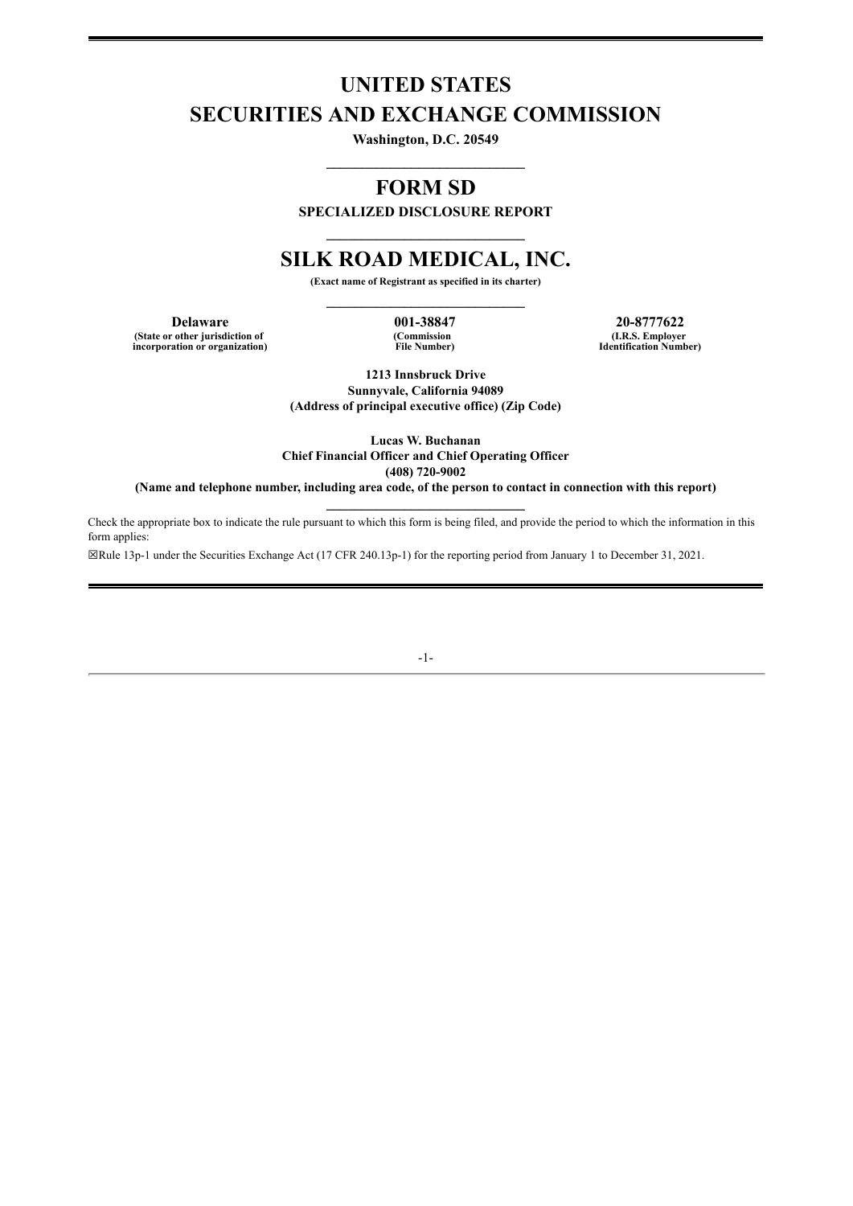# UNITED STATES
# SECURITIES AND EXCHANGE COMMISSION

**Washington, D.C. 20549**

---

# FORM SD

**SPECIALIZED DISCLOSURE REPORT**

---

# SILK ROAD MEDICAL, INC.

**(Exact name of Registrant as specified in its charter)**

---

| **Delaware** | **001-38847** | **20-8777622** |
| --- | --- | --- |
| **(State or other jurisdiction of incorporation or organization)** | **(Commission File Number)** | **(I.R.S. Employer Identification Number)** |

**1213 Innsbruck Drive**
**Sunnyvale, California 94089**
**(Address of principal executive office) (Zip Code)**

**Lucas W. Buchanan**
**Chief Financial Officer and Chief Operating Officer**
**(408) 720-9002**
**(Name and telephone number, including area code, of the person to contact in connection with this report)**

---

Check the appropriate box to indicate the rule pursuant to which this form is being filed, and provide the period to which the information in this form applies:

☒Rule 13p-1 under the Securities Exchange Act (17 CFR 240.13p-1) for the reporting period from January 1 to December 31, 2021.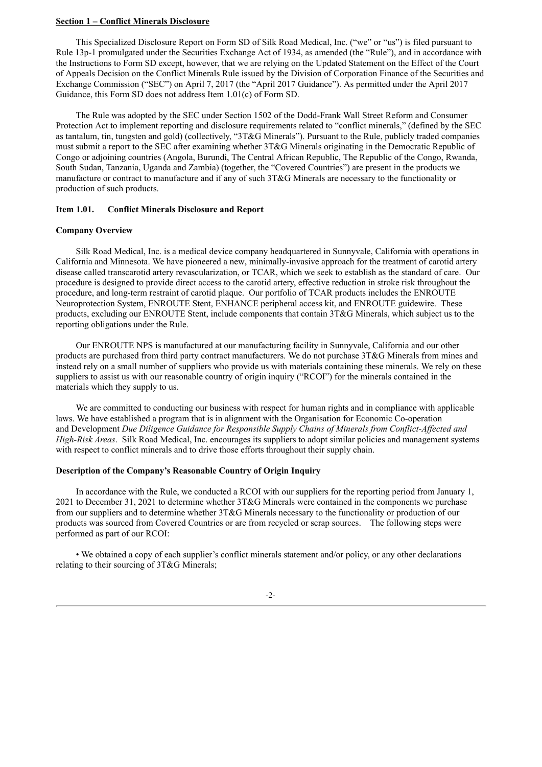**Section 1 – Conflict Minerals Disclosure**

This Specialized Disclosure Report on Form SD of Silk Road Medical, Inc. ("we" or "us") is filed pursuant to Rule 13p-1 promulgated under the Securities Exchange Act of 1934, as amended (the "Rule"), and in accordance with the Instructions to Form SD except, however, that we are relying on the Updated Statement on the Effect of the Court of Appeals Decision on the Conflict Minerals Rule issued by the Division of Corporation Finance of the Securities and Exchange Commission ("SEC") on April 7, 2017 (the "April 2017 Guidance"). As permitted under the April 2017 Guidance, this Form SD does not address Item 1.01(c) of Form SD.

The Rule was adopted by the SEC under Section 1502 of the Dodd-Frank Wall Street Reform and Consumer Protection Act to implement reporting and disclosure requirements related to "conflict minerals," (defined by the SEC as tantalum, tin, tungsten and gold) (collectively, "3T&G Minerals"). Pursuant to the Rule, publicly traded companies must submit a report to the SEC after examining whether 3T&G Minerals originating in the Democratic Republic of Congo or adjoining countries (Angola, Burundi, The Central African Republic, The Republic of the Congo, Rwanda, South Sudan, Tanzania, Uganda and Zambia) (together, the "Covered Countries") are present in the products we manufacture or contract to manufacture and if any of such 3T&G Minerals are necessary to the functionality or production of such products.

**Item 1.01. Conflict Minerals Disclosure and Report**

**Company Overview**

Silk Road Medical, Inc. is a medical device company headquartered in Sunnyvale, California with operations in California and Minnesota. We have pioneered a new, minimally-invasive approach for the treatment of carotid artery disease called transcarotid artery revascularization, or TCAR, which we seek to establish as the standard of care. Our procedure is designed to provide direct access to the carotid artery, effective reduction in stroke risk throughout the procedure, and long-term restraint of carotid plaque. Our portfolio of TCAR products includes the ENROUTE Neuroprotection System, ENROUTE Stent, ENHANCE peripheral access kit, and ENROUTE guidewire. These products, excluding our ENROUTE Stent, include components that contain 3T&G Minerals, which subject us to the reporting obligations under the Rule.

Our ENROUTE NPS is manufactured at our manufacturing facility in Sunnyvale, California and our other products are purchased from third party contract manufacturers. We do not purchase 3T&G Minerals from mines and instead rely on a small number of suppliers who provide us with materials containing these minerals. We rely on these suppliers to assist us with our reasonable country of origin inquiry ("RCOI") for the minerals contained in the materials which they supply to us.

We are committed to conducting our business with respect for human rights and in compliance with applicable laws. We have established a program that is in alignment with the Organisation for Economic Co-operation and Development *Due Diligence Guidance for Responsible Supply Chains of Minerals from Conflict-Affected and High-Risk Areas*. Silk Road Medical, Inc. encourages its suppliers to adopt similar policies and management systems with respect to conflict minerals and to drive those efforts throughout their supply chain.

**Description of the Company's Reasonable Country of Origin Inquiry**

In accordance with the Rule, we conducted a RCOI with our suppliers for the reporting period from January 1, 2021 to December 31, 2021 to determine whether 3T&G Minerals were contained in the components we purchase from our suppliers and to determine whether 3T&G Minerals necessary to the functionality or production of our products was sourced from Covered Countries or are from recycled or scrap sources. The following steps were performed as part of our RCOI:

- We obtained a copy of each supplier's conflict minerals statement and/or policy, or any other declarations relating to their sourcing of 3T&G Minerals;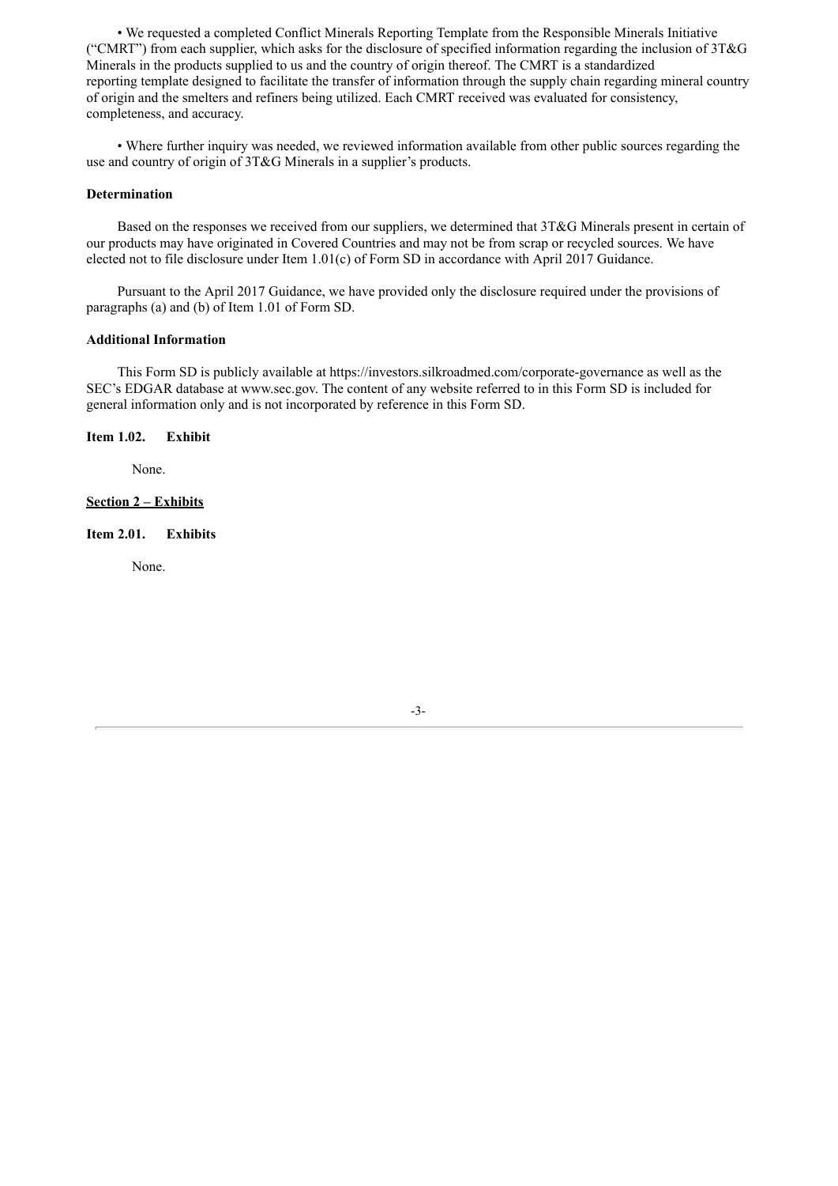- We requested a completed Conflict Minerals Reporting Template from the Responsible Minerals Initiative ("CMRT") from each supplier, which asks for the disclosure of specified information regarding the inclusion of 3T&G Minerals in the products supplied to us and the country of origin thereof. The CMRT is a standardized reporting template designed to facilitate the transfer of information through the supply chain regarding mineral country of origin and the smelters and refiners being utilized. Each CMRT received was evaluated for consistency, completeness, and accuracy.

- Where further inquiry was needed, we reviewed information available from other public sources regarding the use and country of origin of 3T&G Minerals in a supplier's products.

**Determination**

Based on the responses we received from our suppliers, we determined that 3T&G Minerals present in certain of our products may have originated in Covered Countries and may not be from scrap or recycled sources. We have elected not to file disclosure under Item 1.01(c) of Form SD in accordance with April 2017 Guidance.

Pursuant to the April 2017 Guidance, we have provided only the disclosure required under the provisions of paragraphs (a) and (b) of Item 1.01 of Form SD.

**Additional Information**

This Form SD is publicly available at https://investors.silkroadmed.com/corporate-governance as well as the SEC's EDGAR database at www.sec.gov. The content of any website referred to in this Form SD is included for general information only and is not incorporated by reference in this Form SD.

**Item 1.02. Exhibit**

None.

**Section 2 – Exhibits**

**Item 2.01. Exhibits**

None.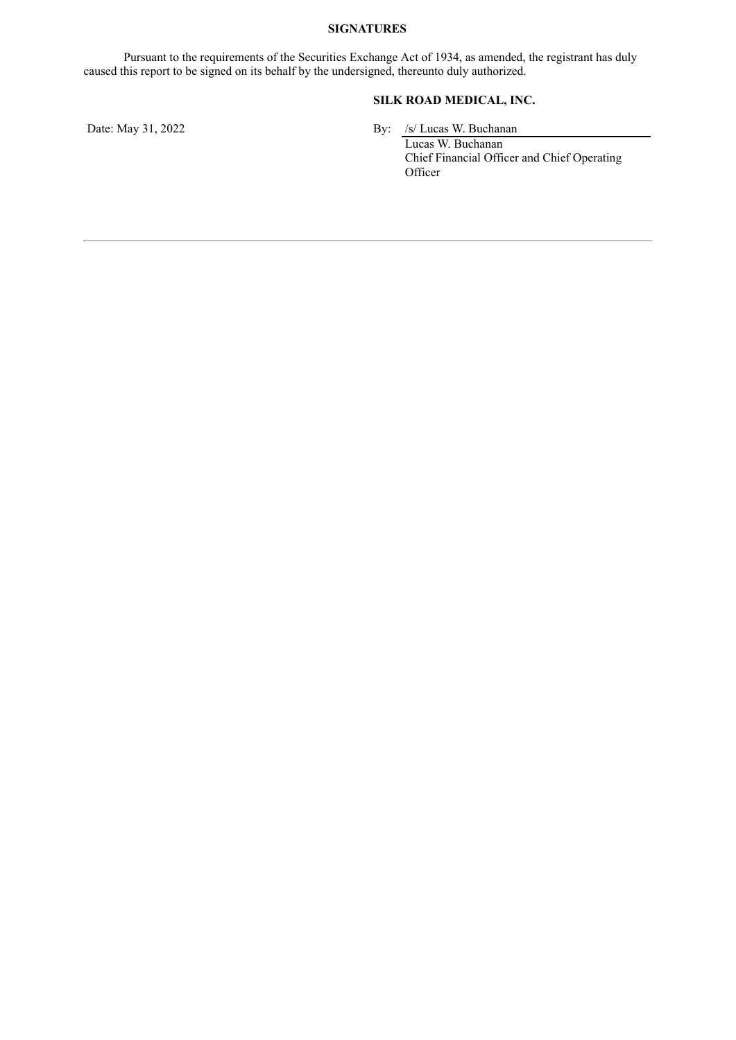**SIGNATURES**

Pursuant to the requirements of the Securities Exchange Act of 1934, as amended, the registrant has duly caused this report to be signed on its behalf by the undersigned, thereunto duly authorized.

**SILK ROAD MEDICAL, INC.**

Date: May 31, 2022

By: /s/ Lucas W. Buchanan

Lucas W. Buchanan

Chief Financial Officer and Chief Operating Officer